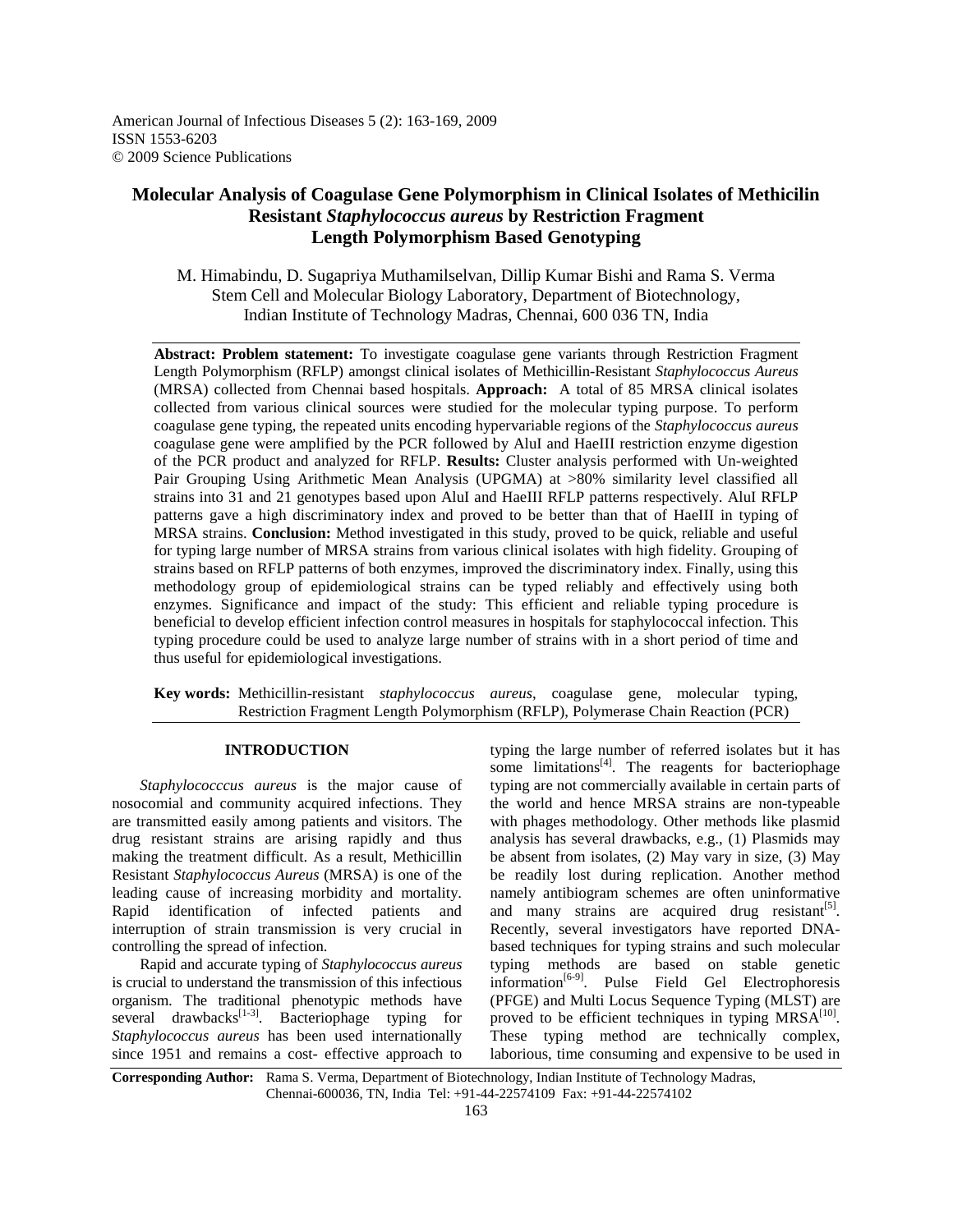American Journal of Infectious Diseases 5 (2): 163-169, 2009
ISSN 1553-6203
© 2009 Science Publications

# Molecular Analysis of Coagulase Gene Polymorphism in Clinical Isolates of Methicilin Resistant *Staphylococcus aureus* by Restriction Fragment Length Polymorphism Based Genotyping

M. Himabindu, D. Sugapriya Muthamilselvan, Dillip Kumar Bishi and Rama S. Verma
Stem Cell and Molecular Biology Laboratory, Department of Biotechnology,
Indian Institute of Technology Madras, Chennai, 600 036 TN, India

**Abstract: Problem statement:** To investigate coagulase gene variants through Restriction Fragment Length Polymorphism (RFLP) amongst clinical isolates of Methicillin-Resistant *Staphylococcus Aureus* (MRSA) collected from Chennai based hospitals. **Approach:** A total of 85 MRSA clinical isolates collected from various clinical sources were studied for the molecular typing purpose. To perform coagulase gene typing, the repeated units encoding hypervariable regions of the *Staphylococcus aureus* coagulase gene were amplified by the PCR followed by AluI and HaeIII restriction enzyme digestion of the PCR product and analyzed for RFLP. **Results:** Cluster analysis performed with Un-weighted Pair Grouping Using Arithmetic Mean Analysis (UPGMA) at >80% similarity level classified all strains into 31 and 21 genotypes based upon AluI and HaeIII RFLP patterns respectively. AluI RFLP patterns gave a high discriminatory index and proved to be better than that of HaeIII in typing of MRSA strains. **Conclusion:** Method investigated in this study, proved to be quick, reliable and useful for typing large number of MRSA strains from various clinical isolates with high fidelity. Grouping of strains based on RFLP patterns of both enzymes, improved the discriminatory index. Finally, using this methodology group of epidemiological strains can be typed reliably and effectively using both enzymes. Significance and impact of the study: This efficient and reliable typing procedure is beneficial to develop efficient infection control measures in hospitals for staphylococcal infection. This typing procedure could be used to analyze large number of strains with in a short period of time and thus useful for epidemiological investigations.

**Key words:** Methicillin-resistant *staphylococcus aureus*, coagulase gene, molecular typing, Restriction Fragment Length Polymorphism (RFLP), Polymerase Chain Reaction (PCR)

## INTRODUCTION

*Staphylococccus aureus* is the major cause of nosocomial and community acquired infections. They are transmitted easily among patients and visitors. The drug resistant strains are arising rapidly and thus making the treatment difficult. As a result, Methicillin Resistant *Staphylococcus Aureus* (MRSA) is one of the leading cause of increasing morbidity and mortality. Rapid identification of infected patients and interruption of strain transmission is very crucial in controlling the spread of infection.

Rapid and accurate typing of *Staphylococcus aureus* is crucial to understand the transmission of this infectious organism. The traditional phenotypic methods have several drawbacks[1-3]. Bacteriophage typing for *Staphylococcus aureus* has been used internationally since 1951 and remains a cost- effective approach to typing the large number of referred isolates but it has some limitations[4]. The reagents for bacteriophage typing are not commercially available in certain parts of the world and hence MRSA strains are non-typeable with phages methodology. Other methods like plasmid analysis has several drawbacks, e.g., (1) Plasmids may be absent from isolates, (2) May vary in size, (3) May be readily lost during replication. Another method namely antibiogram schemes are often uninformative and many strains are acquired drug resistant[5]. Recently, several investigators have reported DNA-based techniques for typing strains and such molecular typing methods are based on stable genetic information[6-9]. Pulse Field Gel Electrophoresis (PFGE) and Multi Locus Sequence Typing (MLST) are proved to be efficient techniques in typing MRSA[10]. These typing method are technically complex, laborious, time consuming and expensive to be used in

**Corresponding Author:** Rama S. Verma, Department of Biotechnology, Indian Institute of Technology Madras, Chennai-600036, TN, India Tel: +91-44-22574109 Fax: +91-44-22574102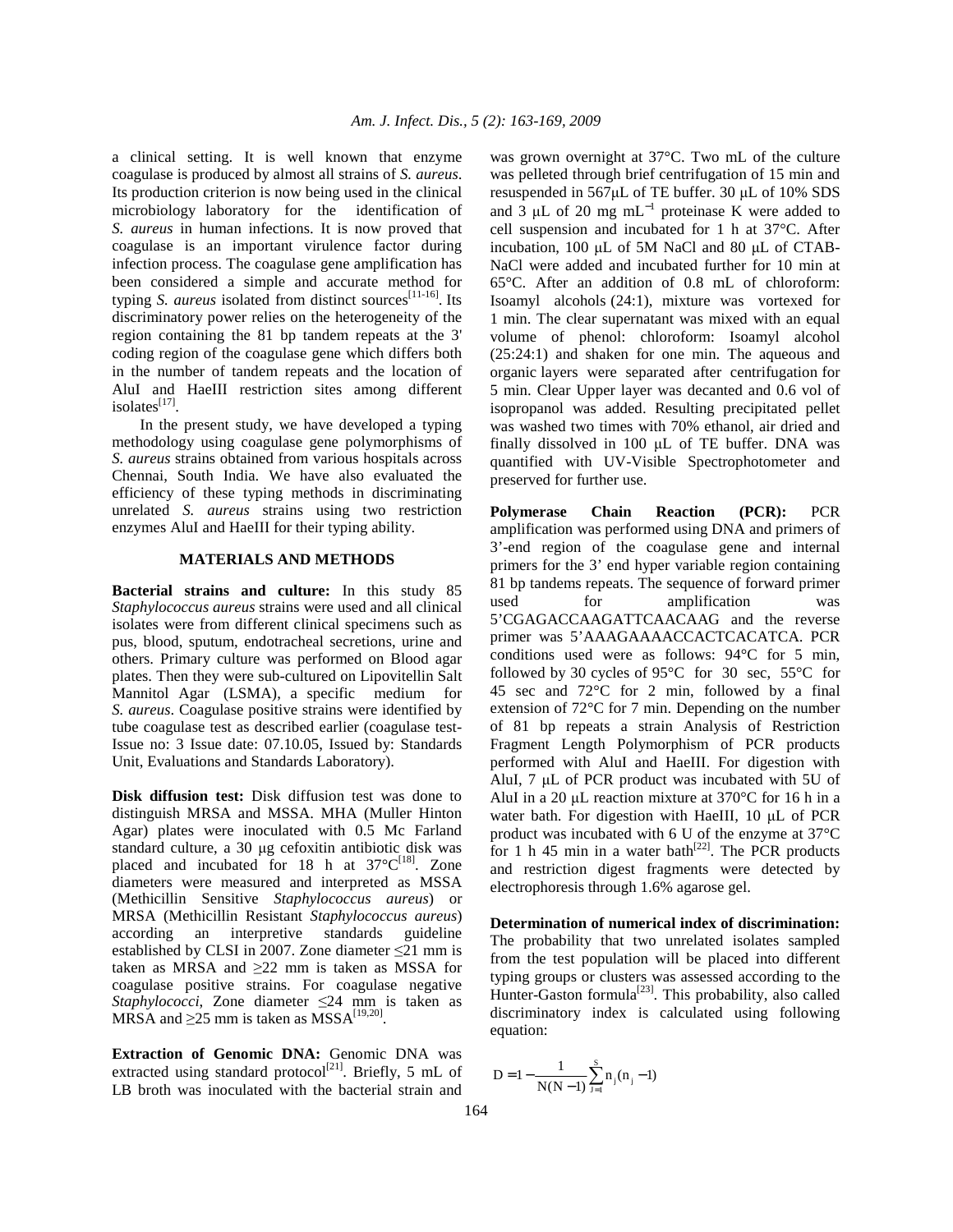a clinical setting. It is well known that enzyme coagulase is produced by almost all strains of *S. aureus*. Its production criterion is now being used in the clinical microbiology laboratory for the identification of *S. aureus* in human infections. It is now proved that coagulase is an important virulence factor during infection process. The coagulase gene amplification has been considered a simple and accurate method for typing *S. aureus* isolated from distinct sources[11-16]. Its discriminatory power relies on the heterogeneity of the region containing the 81 bp tandem repeats at the 3' coding region of the coagulase gene which differs both in the number of tandem repeats and the location of AluI and HaeIII restriction sites among different isolates[17].

In the present study, we have developed a typing methodology using coagulase gene polymorphisms of *S. aureus* strains obtained from various hospitals across Chennai, South India. We have also evaluated the efficiency of these typing methods in discriminating unrelated *S. aureus* strains using two restriction enzymes AluI and HaeIII for their typing ability.

## MATERIALS AND METHODS

**Bacterial strains and culture:** In this study 85 *Staphylococcus aureus* strains were used and all clinical isolates were from different clinical specimens such as pus, blood, sputum, endotracheal secretions, urine and others. Primary culture was performed on Blood agar plates. Then they were sub-cultured on Lipovitellin Salt Mannitol Agar (LSMA), a specific medium for *S. aureus*. Coagulase positive strains were identified by tube coagulase test as described earlier (coagulase test- Issue no: 3 Issue date: 07.10.05, Issued by: Standards Unit, Evaluations and Standards Laboratory).

**Disk diffusion test:** Disk diffusion test was done to distinguish MRSA and MSSA. MHA (Muller Hinton Agar) plates were inoculated with 0.5 Mc Farland standard culture, a 30 μg cefoxitin antibiotic disk was placed and incubated for 18 h at 37°C[18]. Zone diameters were measured and interpreted as MSSA (Methicillin Sensitive *Staphylococcus aureus*) or MRSA (Methicillin Resistant *Staphylococcus aureus*) according an interpretive standards guideline established by CLSI in 2007. Zone diameter ≤21 mm is taken as MRSA and ≥22 mm is taken as MSSA for coagulase positive strains. For coagulase negative *Staphylococci*, Zone diameter ≤24 mm is taken as MRSA and ≥25 mm is taken as MSSA[19,20].

**Extraction of Genomic DNA:** Genomic DNA was extracted using standard protocol[21]. Briefly, 5 mL of LB broth was inoculated with the bacterial strain and was grown overnight at 37°C. Two mL of the culture was pelleted through brief centrifugation of 15 min and resuspended in 567μL of TE buffer. 30 μL of 10% SDS and 3 μL of 20 mg $mL^{-1}$ proteinase K were added to cell suspension and incubated for 1 h at 37°C. After incubation, 100 μL of 5M NaCl and 80 μL of CTAB-NaCl were added and incubated further for 10 min at 65°C. After an addition of 0.8 mL of chloroform: Isoamyl alcohols (24:1), mixture was vortexed for 1 min. The clear supernatant was mixed with an equal volume of phenol: chloroform: Isoamyl alcohol (25:24:1) and shaken for one min. The aqueous and organic layers were separated after centrifugation for 5 min. Clear Upper layer was decanted and 0.6 vol of isopropanol was added. Resulting precipitated pellet was washed two times with 70% ethanol, air dried and finally dissolved in 100 μL of TE buffer. DNA was quantified with UV-Visible Spectrophotometer and preserved for further use.

**Polymerase Chain Reaction (PCR):** PCR amplification was performed using DNA and primers of 3'-end region of the coagulase gene and internal primers for the 3' end hyper variable region containing 81 bp tandems repeats. The sequence of forward primer used for amplification was 5'CGAGACCAAGATTCAACAAG and the reverse primer was 5'AAAGAAAACCACTCACATCA. PCR conditions used were as follows: 94°C for 5 min, followed by 30 cycles of 95°C for 30 sec, 55°C for 45 sec and 72°C for 2 min, followed by a final extension of 72°C for 7 min. Depending on the number of 81 bp repeats a strain Analysis of Restriction Fragment Length Polymorphism of PCR products performed with AluI and HaeIII. For digestion with AluI, 7 μL of PCR product was incubated with 5U of AluI in a 20 μL reaction mixture at 370°C for 16 h in a water bath. For digestion with HaeIII, 10 μL of PCR product was incubated with 6 U of the enzyme at 37°C for 1 h 45 min in a water bath[22]. The PCR products and restriction digest fragments were detected by electrophoresis through 1.6% agarose gel.

**Determination of numerical index of discrimination:** The probability that two unrelated isolates sampled from the test population will be placed into different typing groups or clusters was assessed according to the Hunter-Gaston formula[23]. This probability, also called discriminatory index is calculated using following equation:

$$D = 1 - \frac{1}{N(N-1)} \sum_{J=1}^{S} n_j (n_j - 1)$$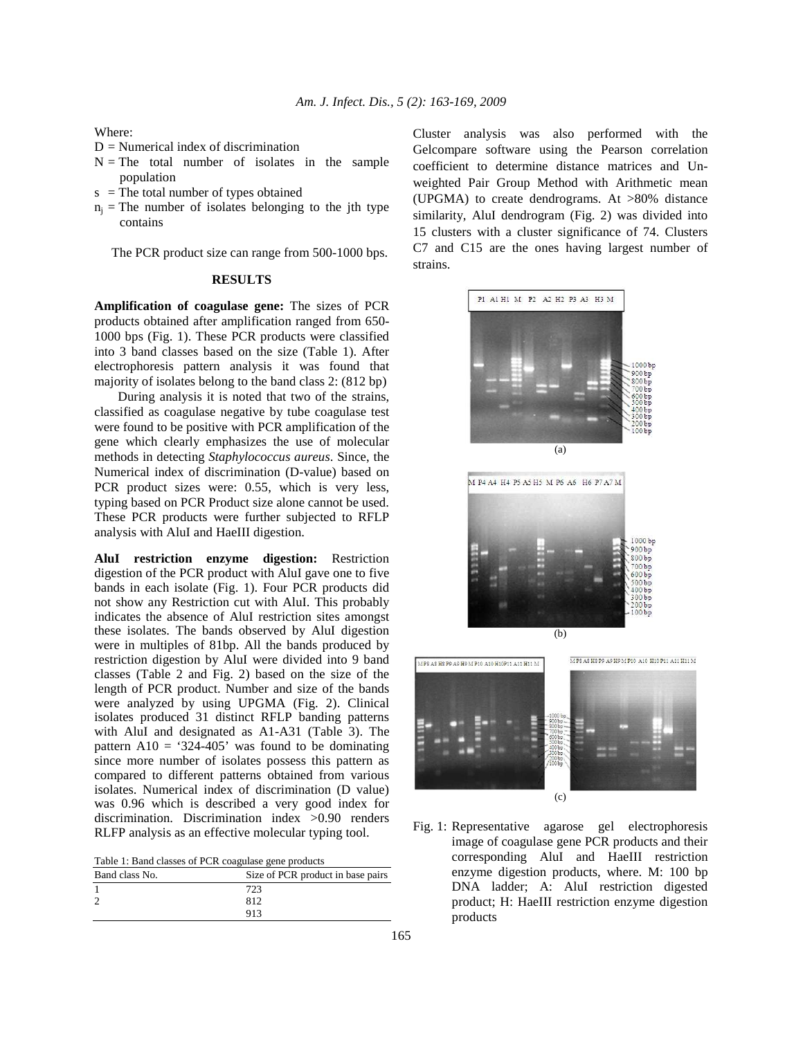Where:

- D = Numerical index of discrimination
- N = The total number of isolates in the sample population
- s = The total number of types obtained
- $n_j$ = The number of isolates belonging to the jth type contains

The PCR product size can range from 500-1000 bps.

## RESULTS

**Amplification of coagulase gene:** The sizes of PCR products obtained after amplification ranged from 650-1000 bps (Fig. 1). These PCR products were classified into 3 band classes based on the size (Table 1). After electrophoresis pattern analysis it was found that majority of isolates belong to the band class 2: (812 bp)

During analysis it is noted that two of the strains, classified as coagulase negative by tube coagulase test were found to be positive with PCR amplification of the gene which clearly emphasizes the use of molecular methods in detecting *Staphylococcus aureus*. Since, the Numerical index of discrimination (D-value) based on PCR product sizes were: 0.55, which is very less, typing based on PCR Product size alone cannot be used. These PCR products were further subjected to RFLP analysis with AluI and HaeIII digestion.

**AluI restriction enzyme digestion:** Restriction digestion of the PCR product with AluI gave one to five bands in each isolate (Fig. 1). Four PCR products did not show any Restriction cut with AluI. This probably indicates the absence of AluI restriction sites amongst these isolates. The bands observed by AluI digestion were in multiples of 81bp. All the bands produced by restriction digestion by AluI were divided into 9 band classes (Table 2 and Fig. 2) based on the size of the length of PCR product. Number and size of the bands were analyzed by using UPGMA (Fig. 2). Clinical isolates produced 31 distinct RFLP banding patterns with AluI and designated as A1-A31 (Table 3). The pattern A10 = '324-405' was found to be dominating since more number of isolates possess this pattern as compared to different patterns obtained from various isolates. Numerical index of discrimination (D value) was 0.96 which is described a very good index for discrimination. Discrimination index >0.90 renders RLFP analysis as an effective molecular typing tool.

Table 1: Band classes of PCR coagulase gene products

| Band class No. | Size of PCR product in base pairs |
|---|---|
| 1 | 723 |
| 2 | 812 |
| | 913 |

Cluster analysis was also performed with the Gelcompare software using the Pearson correlation coefficient to determine distance matrices and Un-weighted Pair Group Method with Arithmetic mean (UPGMA) to create dendrograms. At >80% distance similarity, AluI dendrogram (Fig. 2) was divided into 15 clusters with a cluster significance of 74. Clusters C7 and C15 are the ones having largest number of strains.

Fig. 1: Representative agarose gel electrophoresis image of coagulase gene PCR products and their corresponding AluI and HaeIII restriction enzyme digestion products, where. M: 100 bp DNA ladder; A: AluI restriction digested product; H: HaeIII restriction enzyme digestion products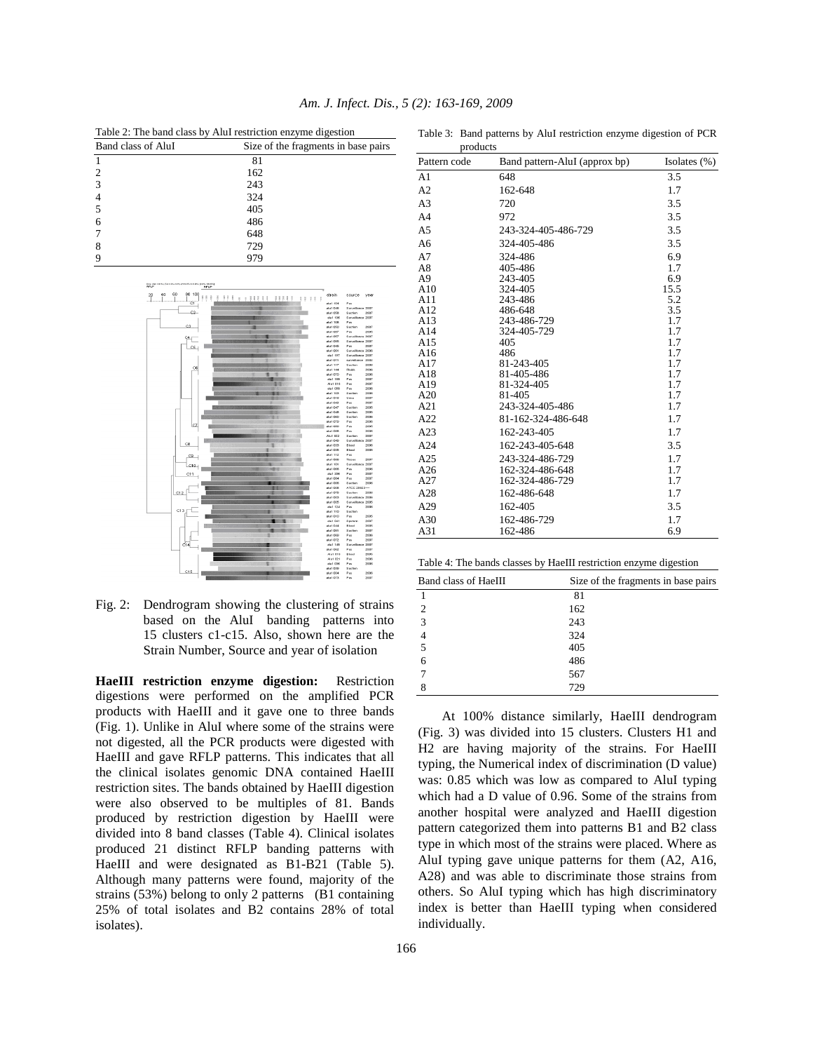Table 2: The band class by AluI restriction enzyme digestion

| Band class of AluI | Size of the fragments in base pairs |
|---|---|
| 1 | 81 |
| 2 | 162 |
| 3 | 243 |
| 4 | 324 |
| 5 | 405 |
| 6 | 486 |
| 7 | 648 |
| 8 | 729 |
| 9 | 979 |

Fig. 2: Dendrogram showing the clustering of strains based on the AluI banding patterns into 15 clusters c1-c15. Also, shown here are the Strain Number, Source and year of isolation

**HaeIII restriction enzyme digestion:** Restriction digestions were performed on the amplified PCR products with HaeIII and it gave one to three bands (Fig. 1). Unlike in AluI where some of the strains were not digested, all the PCR products were digested with HaeIII and gave RFLP patterns. This indicates that all the clinical isolates genomic DNA contained HaeIII restriction sites. The bands obtained by HaeIII digestion were also observed to be multiples of 81. Bands produced by restriction digestion by HaeIII were divided into 8 band classes (Table 4). Clinical isolates produced 21 distinct RFLP banding patterns with HaeIII and were designated as B1-B21 (Table 5). Although many patterns were found, majority of the strains (53%) belong to only 2 patterns (B1 containing 25% of total isolates and B2 contains 28% of total isolates).

Table 3: Band patterns by AluI restriction enzyme digestion of PCR products

| Pattern code | Band pattern-AluI (approx bp) | Isolates (%) |
|---|---|---|
| A1 | 648 | 3.5 |
| A2 | 162-648 | 1.7 |
| A3 | 720 | 3.5 |
| A4 | 972 | 3.5 |
| A5 | 243-324-405-486-729 | 3.5 |
| A6 | 324-405-486 | 3.5 |
| A7 | 324-486 | 6.9 |
| A8 | 405-486 | 1.7 |
| A9 | 243-405 | 6.9 |
| A10 | 324-405 | 15.5 |
| A11 | 243-486 | 5.2 |
| A12 | 486-648 | 3.5 |
| A13 | 243-486-729 | 1.7 |
| A14 | 324-405-729 | 1.7 |
| A15 | 405 | 1.7 |
| A16 | 486 | 1.7 |
| A17 | 81-243-405 | 1.7 |
| A18 | 81-405-486 | 1.7 |
| A19 | 81-324-405 | 1.7 |
| A20 | 81-405 | 1.7 |
| A21 | 243-324-405-486 | 1.7 |
| A22 | 81-162-324-486-648 | 1.7 |
| A23 | 162-243-405 | 1.7 |
| A24 | 162-243-405-648 | 3.5 |
| A25 | 243-324-486-729 | 1.7 |
| A26 | 162-324-486-648 | 1.7 |
| A27 | 162-324-486-729 | 1.7 |
| A28 | 162-486-648 | 1.7 |
| A29 | 162-405 | 3.5 |
| A30 | 162-486-729 | 1.7 |
| A31 | 162-486 | 6.9 |

Table 4: The bands classes by HaeIII restriction enzyme digestion

| Band class of HaeIII | Size of the fragments in base pairs |
|---|---|
| 1 | 81 |
| 2 | 162 |
| 3 | 243 |
| 4 | 324 |
| 5 | 405 |
| 6 | 486 |
| 7 | 567 |
| 8 | 729 |

At 100% distance similarly, HaeIII dendrogram (Fig. 3) was divided into 15 clusters. Clusters H1 and H2 are having majority of the strains. For HaeIII typing, the Numerical index of discrimination (D value) was: 0.85 which was low as compared to AluI typing which had a D value of 0.96. Some of the strains from another hospital were analyzed and HaeIII digestion pattern categorized them into patterns B1 and B2 class type in which most of the strains were placed. Where as AluI typing gave unique patterns for them (A2, A16, A28) and was able to discriminate those strains from others. So AluI typing which has high discriminatory index is better than HaeIII typing when considered individually.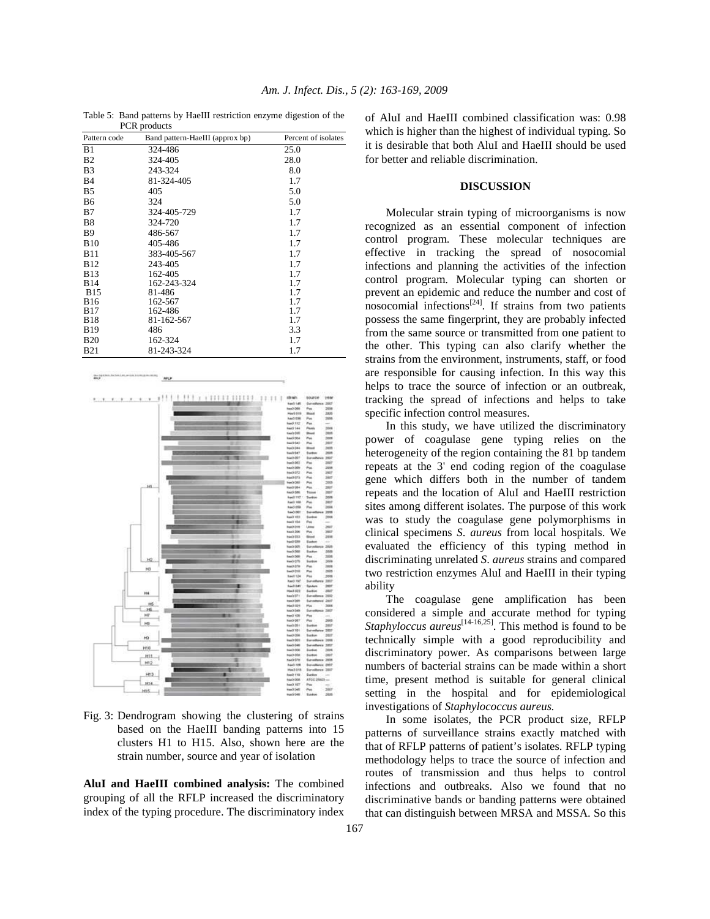Table 5: Band patterns by HaeIII restriction enzyme digestion of the PCR products

| Pattern code | Band pattern-HaeIII (approx bp) | Percent of isolates |
|---|---|---|
| B1 | 324-486 | 25.0 |
| B2 | 324-405 | 28.0 |
| B3 | 243-324 | 8.0 |
| B4 | 81-324-405 | 1.7 |
| B5 | 405 | 5.0 |
| B6 | 324 | 5.0 |
| B7 | 324-405-729 | 1.7 |
| B8 | 324-720 | 1.7 |
| B9 | 486-567 | 1.7 |
| B10 | 405-486 | 1.7 |
| B11 | 383-405-567 | 1.7 |
| B12 | 243-405 | 1.7 |
| B13 | 162-405 | 1.7 |
| B14 | 162-243-324 | 1.7 |
| B15 | 81-486 | 1.7 |
| B16 | 162-567 | 1.7 |
| B17 | 162-486 | 1.7 |
| B18 | 81-162-567 | 1.7 |
| B19 | 486 | 3.3 |
| B20 | 162-324 | 1.7 |
| B21 | 81-243-324 | 1.7 |

Fig. 3: Dendrogram showing the clustering of strains based on the HaeIII banding patterns into 15 clusters H1 to H15. Also, shown here are the strain number, source and year of isolation

**AluI and HaeIII combined analysis:** The combined grouping of all the RFLP increased the discriminatory index of the typing procedure. The discriminatory index of AluI and HaeIII combined classification was: 0.98 which is higher than the highest of individual typing. So it is desirable that both AluI and HaeIII should be used for better and reliable discrimination.

## DISCUSSION

Molecular strain typing of microorganisms is now recognized as an essential component of infection control program. These molecular techniques are effective in tracking the spread of nosocomial infections and planning the activities of the infection control program. Molecular typing can shorten or prevent an epidemic and reduce the number and cost of nosocomial infections[24]. If strains from two patients possess the same fingerprint, they are probably infected from the same source or transmitted from one patient to the other. This typing can also clarify whether the strains from the environment, instruments, staff, or food are responsible for causing infection. In this way this helps to trace the source of infections or an outbreak, tracking the spread of infections and helps to take specific infection control measures.

In this study, we have utilized the discriminatory power of coagulase gene typing relies on the heterogeneity of the region containing the 81 bp tandem repeats at the 3' end coding region of the coagulase gene which differs both in the number of tandem repeats and the location of AluI and HaeIII restriction sites among different isolates. The purpose of this work was to study the coagulase gene polymorphisms in clinical specimens *S. aureus* from local hospitals. We evaluated the efficiency of this typing method in discriminating unrelated *S. aureus* strains and compared two restriction enzymes AluI and HaeIII in their typing ability

The coagulase gene amplification has been considered a simple and accurate method for typing *Staphyloccus aureus*[14-16,25]. This method is found to be technically simple with a good reproducibility and discriminatory power. As comparisons between large numbers of bacterial strains can be made within a short time, present method is suitable for general clinical setting in the hospital and for epidemiological investigations of *Staphylococcus aureus.*

In some isolates, the PCR product size, RFLP patterns of surveillance strains exactly matched with that of RFLP patterns of patient's isolates. RFLP typing methodology helps to trace the source of infection and routes of transmission and thus helps to control infections and outbreaks. Also we found that no discriminative bands or banding patterns were obtained that can distinguish between MRSA and MSSA. So this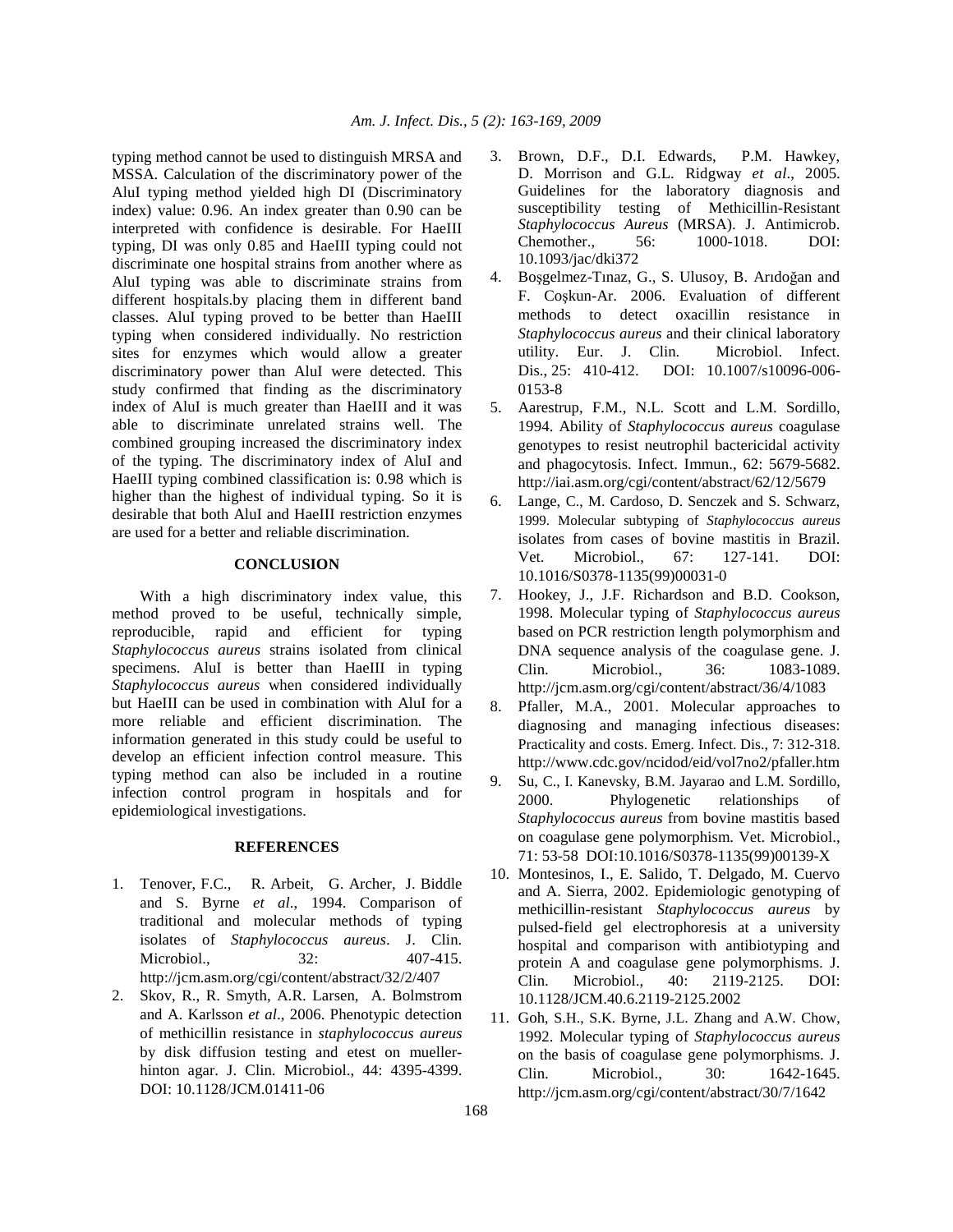typing method cannot be used to distinguish MRSA and MSSA. Calculation of the discriminatory power of the AluI typing method yielded high DI (Discriminatory index) value: 0.96. An index greater than 0.90 can be interpreted with confidence is desirable. For HaeIII typing, DI was only 0.85 and HaeIII typing could not discriminate one hospital strains from another where as AluI typing was able to discriminate strains from different hospitals.by placing them in different band classes. AluI typing proved to be better than HaeIII typing when considered individually. No restriction sites for enzymes which would allow a greater discriminatory power than AluI were detected. This study confirmed that finding as the discriminatory index of AluI is much greater than HaeIII and it was able to discriminate unrelated strains well. The combined grouping increased the discriminatory index of the typing. The discriminatory index of AluI and HaeIII typing combined classification is: 0.98 which is higher than the highest of individual typing. So it is desirable that both AluI and HaeIII restriction enzymes are used for a better and reliable discrimination.

## CONCLUSION

With a high discriminatory index value, this method proved to be useful, technically simple, reproducible, rapid and efficient for typing *Staphylococcus aureus* strains isolated from clinical specimens. AluI is better than HaeIII in typing *Staphylococcus aureus* when considered individually but HaeIII can be used in combination with AluI for a more reliable and efficient discrimination. The information generated in this study could be useful to develop an efficient infection control measure. This typing method can also be included in a routine infection control program in hospitals and for epidemiological investigations.

## REFERENCES

1. Tenover, F.C., R. Arbeit, G. Archer, J. Biddle and S. Byrne *et al*., 1994. Comparison of traditional and molecular methods of typing isolates of *Staphylococcus aureus*. J. Clin. Microbiol., 32: 407-415. http://jcm.asm.org/cgi/content/abstract/32/2/407
2. Skov, R., R. Smyth, A.R. Larsen, A. Bolmstrom and A. Karlsson *et al*., 2006. Phenotypic detection of methicillin resistance in *staphylococcus aureus* by disk diffusion testing and etest on mueller-hinton agar. J. Clin. Microbiol., 44: 4395-4399. DOI: 10.1128/JCM.01411-06
3. Brown, D.F., D.I. Edwards, P.M. Hawkey, D. Morrison and G.L. Ridgway *et al*., 2005. Guidelines for the laboratory diagnosis and susceptibility testing of Methicillin-Resistant *Staphylococcus Aureus* (MRSA). J. Antimicrob. Chemother., 56: 1000-1018. DOI: 10.1093/jac/dki372
4. Boşgelmez-Tınaz, G., S. Ulusoy, B. Arıdoğan and F. Coşkun-Ar. 2006. Evaluation of different methods to detect oxacillin resistance in *Staphylococcus aureus* and their clinical laboratory utility. Eur. J. Clin. Microbiol. Infect. Dis., 25: 410-412. DOI: 10.1007/s10096-006-0153-8
5. Aarestrup, F.M., N.L. Scott and L.M. Sordillo, 1994. Ability of *Staphylococcus aureus* coagulase genotypes to resist neutrophil bactericidal activity and phagocytosis. Infect. Immun., 62: 5679-5682. http://iai.asm.org/cgi/content/abstract/62/12/5679
6. Lange, C., M. Cardoso, D. Senczek and S. Schwarz, 1999. Molecular subtyping of *Staphylococcus aureus* isolates from cases of bovine mastitis in Brazil. Vet. Microbiol., 67: 127-141. DOI: 10.1016/S0378-1135(99)00031-0
7. Hookey, J., J.F. Richardson and B.D. Cookson, 1998. Molecular typing of *Staphylococcus aureus* based on PCR restriction length polymorphism and DNA sequence analysis of the coagulase gene. J. Clin. Microbiol., 36: 1083-1089. http://jcm.asm.org/cgi/content/abstract/36/4/1083
8. Pfaller, M.A., 2001. Molecular approaches to diagnosing and managing infectious diseases: Practicality and costs. Emerg. Infect. Dis., 7: 312-318. http://www.cdc.gov/ncidod/eid/vol7no2/pfaller.htm
9. Su, C., I. Kanevsky, B.M. Jayarao and L.M. Sordillo, 2000. Phylogenetic relationships of *Staphylococcus aureus* from bovine mastitis based on coagulase gene polymorphism. Vet. Microbiol., 71: 53-58 DOI:10.1016/S0378-1135(99)00139-X
10. Montesinos, I., E. Salido, T. Delgado, M. Cuervo and A. Sierra, 2002. Epidemiologic genotyping of methicillin-resistant *Staphylococcus aureus* by pulsed-field gel electrophoresis at a university hospital and comparison with antibiotyping and protein A and coagulase gene polymorphisms. J. Clin. Microbiol., 40: 2119-2125. DOI: 10.1128/JCM.40.6.2119-2125.2002
11. Goh, S.H., S.K. Byrne, J.L. Zhang and A.W. Chow, 1992. Molecular typing of *Staphylococcus aureus* on the basis of coagulase gene polymorphisms. J. Clin. Microbiol., 30: 1642-1645. http://jcm.asm.org/cgi/content/abstract/30/7/1642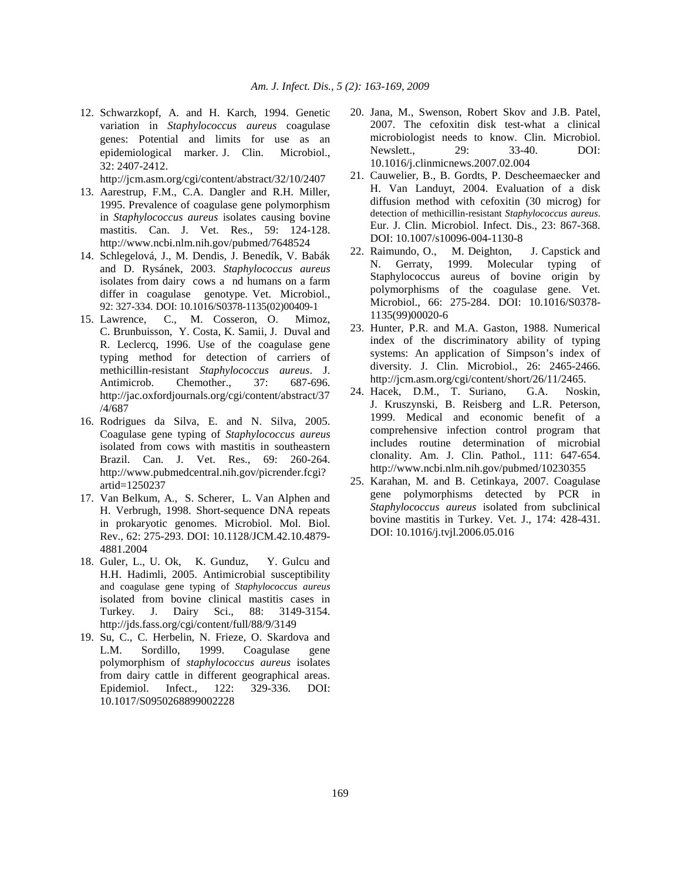12. Schwarzkopf, A. and H. Karch, 1994. Genetic variation in *Staphylococcus aureus* coagulase genes: Potential and limits for use as an epidemiological marker. J. Clin. Microbiol., 32: 2407-2412. http://jcm.asm.org/cgi/content/abstract/32/10/2407
13. Aarestrup, F.M., C.A. Dangler and R.H. Miller, 1995. Prevalence of coagulase gene polymorphism in *Staphylococcus aureus* isolates causing bovine mastitis. Can. J. Vet. Res., 59: 124-128. http://www.ncbi.nlm.nih.gov/pubmed/7648524
14. Schlegelová, J., M. Dendis, J. Benedík, V. Babák and D. Rysánek, 2003. *Staphylococcus aureus* isolates from dairy cows a nd humans on a farm differ in coagulase genotype. Vet. Microbiol., 92: 327-334. DOI: 10.1016/S0378-1135(02)00409-1
15. Lawrence, C., M. Cosseron, O. Mimoz, C. Brunbuisson, Y. Costa, K. Samii, J. Duval and R. Leclercq, 1996. Use of the coagulase gene typing method for detection of carriers of methicillin-resistant *Staphylococcus aureus*. J. Antimicrob. Chemother., 37: 687-696. http://jac.oxfordjournals.org/cgi/content/abstract/37/4/687
16. Rodrigues da Silva, E. and N. Silva, 2005. Coagulase gene typing of *Staphylococcus aureus* isolated from cows with mastitis in southeastern Brazil. Can. J. Vet. Res., 69: 260-264. http://www.pubmedcentral.nih.gov/picrender.fcgi?artid=1250237
17. Van Belkum, A., S. Scherer, L. Van Alphen and H. Verbrugh, 1998. Short-sequence DNA repeats in prokaryotic genomes. Microbiol. Mol. Biol. Rev., 62: 275-293. DOI: 10.1128/JCM.42.10.4879-4881.2004
18. Guler, L., U. Ok, K. Gunduz, Y. Gulcu and H.H. Hadimli, 2005. Antimicrobial susceptibility and coagulase gene typing of *Staphylococcus aureus* isolated from bovine clinical mastitis cases in Turkey. J. Dairy Sci., 88: 3149-3154. http://jds.fass.org/cgi/content/full/88/9/3149
19. Su, C., C. Herbelin, N. Frieze, O. Skardova and L.M. Sordillo, 1999. Coagulase gene polymorphism of *staphylococcus aureus* isolates from dairy cattle in different geographical areas. Epidemiol. Infect., 122: 329-336. DOI: 10.1017/S0950268899002228
20. Jana, M., Swenson, Robert Skov and J.B. Patel, 2007. The cefoxitin disk test-what a clinical microbiologist needs to know. Clin. Microbiol. Newslett., 29: 33-40. DOI: 10.1016/j.clinmicnews.2007.02.004
21. Cauwelier, B., B. Gordts, P. Descheemaecker and H. Van Landuyt, 2004. Evaluation of a disk diffusion method with cefoxitin (30 microg) for detection of methicillin-resistant *Staphylococcus aureus*. Eur. J. Clin. Microbiol. Infect. Dis., 23: 867-368. DOI: 10.1007/s10096-004-1130-8
22. Raimundo, O., M. Deighton, J. Capstick and N. Gerraty, 1999. Molecular typing of Staphylococcus aureus of bovine origin by polymorphisms of the coagulase gene. Vet. Microbiol., 66: 275-284. DOI: 10.1016/S0378-1135(99)00020-6
23. Hunter, P.R. and M.A. Gaston, 1988. Numerical index of the discriminatory ability of typing systems: An application of Simpson's index of diversity. J. Clin. Microbiol., 26: 2465-2466. http://jcm.asm.org/cgi/content/short/26/11/2465.
24. Hacek, D.M., T. Suriano, G.A. Noskin, J. Kruszynski, B. Reisberg and L.R. Peterson, 1999. Medical and economic benefit of a comprehensive infection control program that includes routine determination of microbial clonality. Am. J. Clin. Pathol., 111: 647-654. http://www.ncbi.nlm.nih.gov/pubmed/10230355
25. Karahan, M. and B. Cetinkaya, 2007. Coagulase gene polymorphisms detected by PCR in *Staphylococcus aureus* isolated from subclinical bovine mastitis in Turkey. Vet. J., 174: 428-431. DOI: 10.1016/j.tvjl.2006.05.016